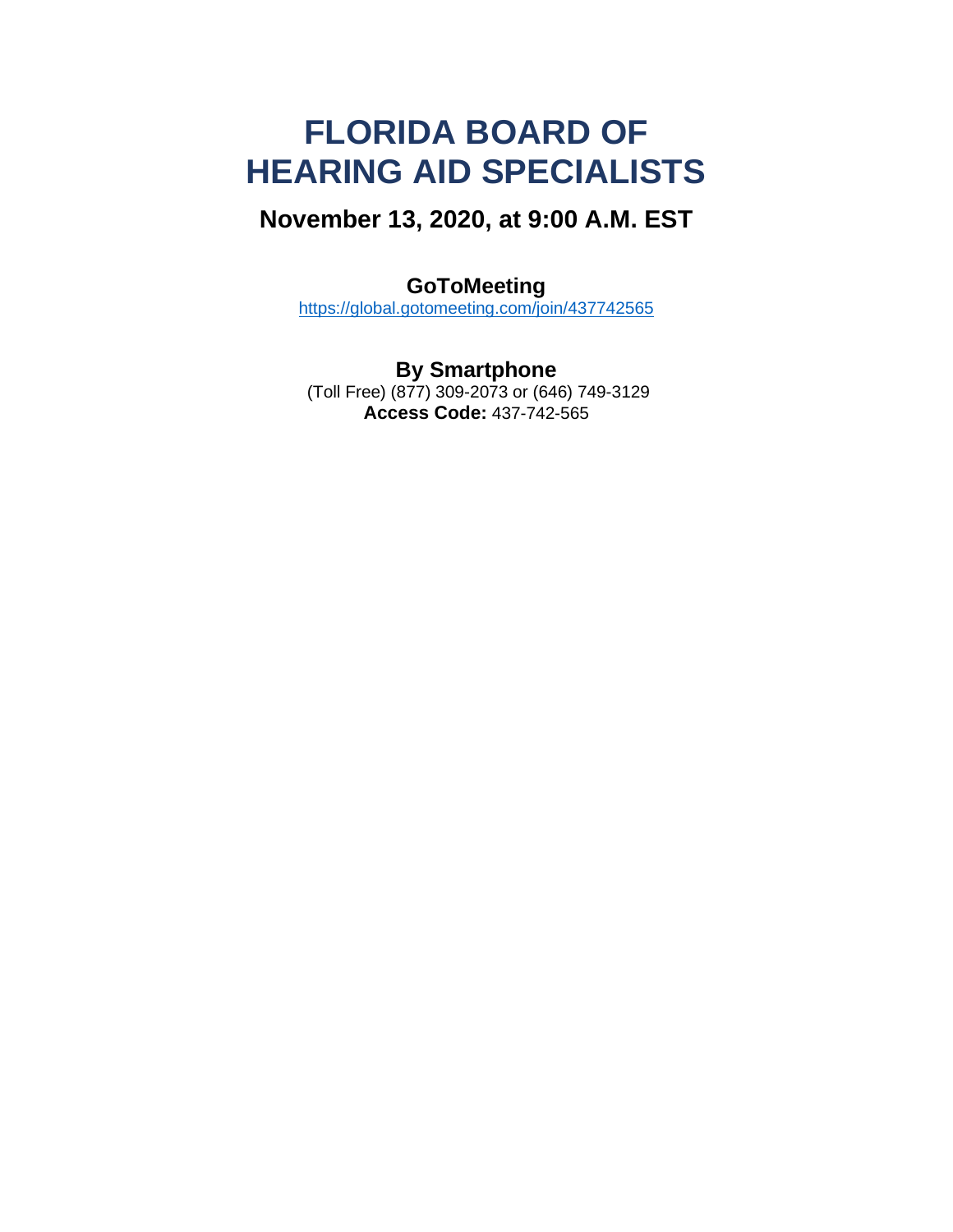# FLORIDA BOARD OF HEARING AID SPECIALISTS

## November 13, 2020, at 9:00 A.M. EST

### GoToMeeting

https://global.gotomeeting.com/join/437742565

### By Smartphone

(Toll Free) (877) 309-2073 or (646) 749-3129
**Access Code:** 437-742-565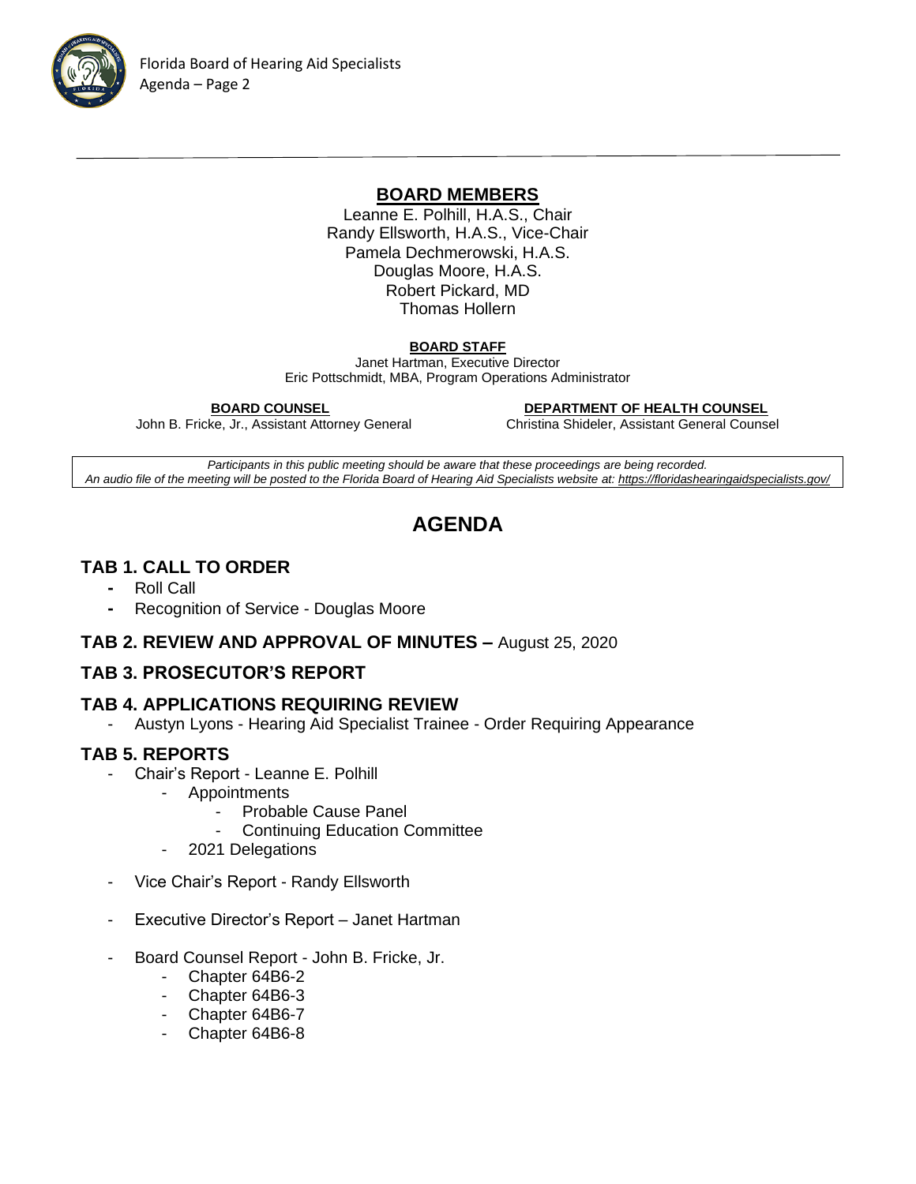## BOARD MEMBERS

Leanne E. Polhill, H.A.S., Chair
Randy Ellsworth, H.A.S., Vice-Chair
Pamela Dechmerowski, H.A.S.
Douglas Moore, H.A.S.
Robert Pickard, MD
Thomas Hollern

**BOARD STAFF**

Janet Hartman, Executive Director
Eric Pottschmidt, MBA, Program Operations Administrator

**BOARD COUNSEL**
John B. Fricke, Jr., Assistant Attorney General

**DEPARTMENT OF HEALTH COUNSEL**
Christina Shideler, Assistant General Counsel

*Participants in this public meeting should be aware that these proceedings are being recorded.*
*An audio file of the meeting will be posted to the Florida Board of Hearing Aid Specialists website at: https://floridashearingaidspecialists.gov/*

# AGENDA

### TAB 1. CALL TO ORDER

- Roll Call
- Recognition of Service - Douglas Moore

### TAB 2. REVIEW AND APPROVAL OF MINUTES – August 25, 2020

### TAB 3. PROSECUTOR'S REPORT

### TAB 4. APPLICATIONS REQUIRING REVIEW

- Austyn Lyons - Hearing Aid Specialist Trainee - Order Requiring Appearance

### TAB 5. REPORTS

- Chair's Report - Leanne E. Polhill
  - Appointments
    - Probable Cause Panel
    - Continuing Education Committee
  - 2021 Delegations
- Vice Chair's Report - Randy Ellsworth
- Executive Director's Report – Janet Hartman
- Board Counsel Report - John B. Fricke, Jr.
  - Chapter 64B6-2
  - Chapter 64B6-3
  - Chapter 64B6-7
  - Chapter 64B6-8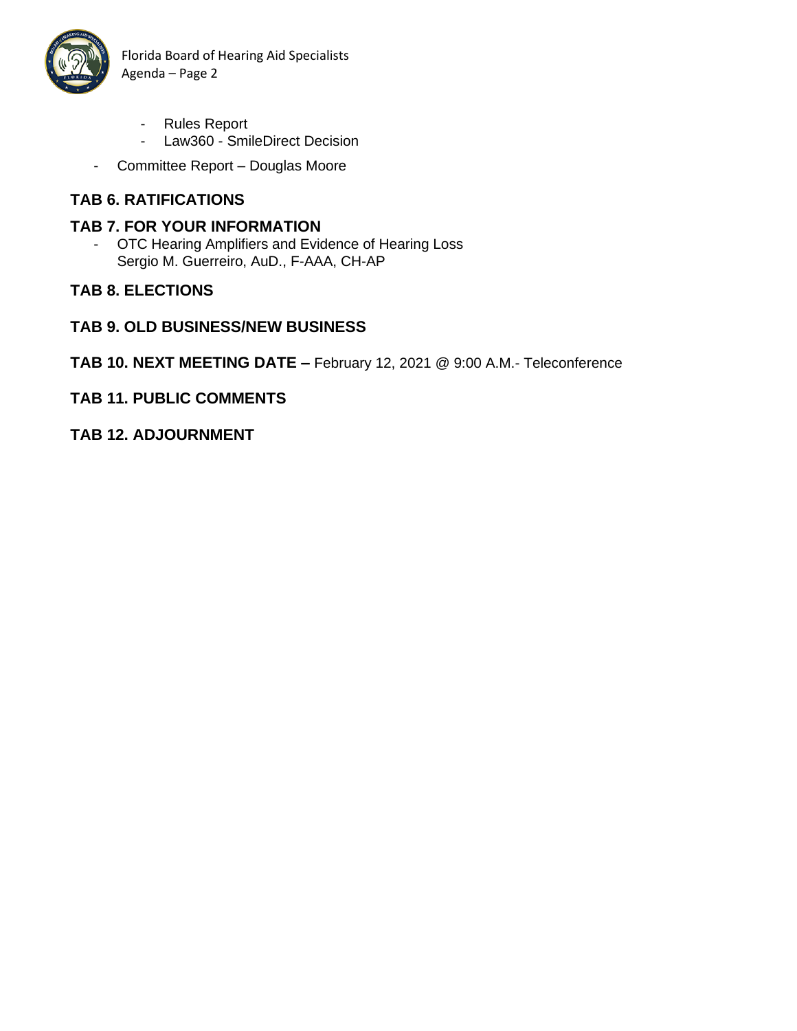- Rules Report
- Law360 - SmileDirect Decision

- Committee Report – Douglas Moore

## TAB 6. RATIFICATIONS

## TAB 7. FOR YOUR INFORMATION

- OTC Hearing Amplifiers and Evidence of Hearing Loss
  Sergio M. Guerreiro, AuD., F-AAA, CH-AP

## TAB 8. ELECTIONS

## TAB 9. OLD BUSINESS/NEW BUSINESS

## TAB 10. NEXT MEETING DATE – February 12, 2021 @ 9:00 A.M.- Teleconference

## TAB 11. PUBLIC COMMENTS

## TAB 12. ADJOURNMENT